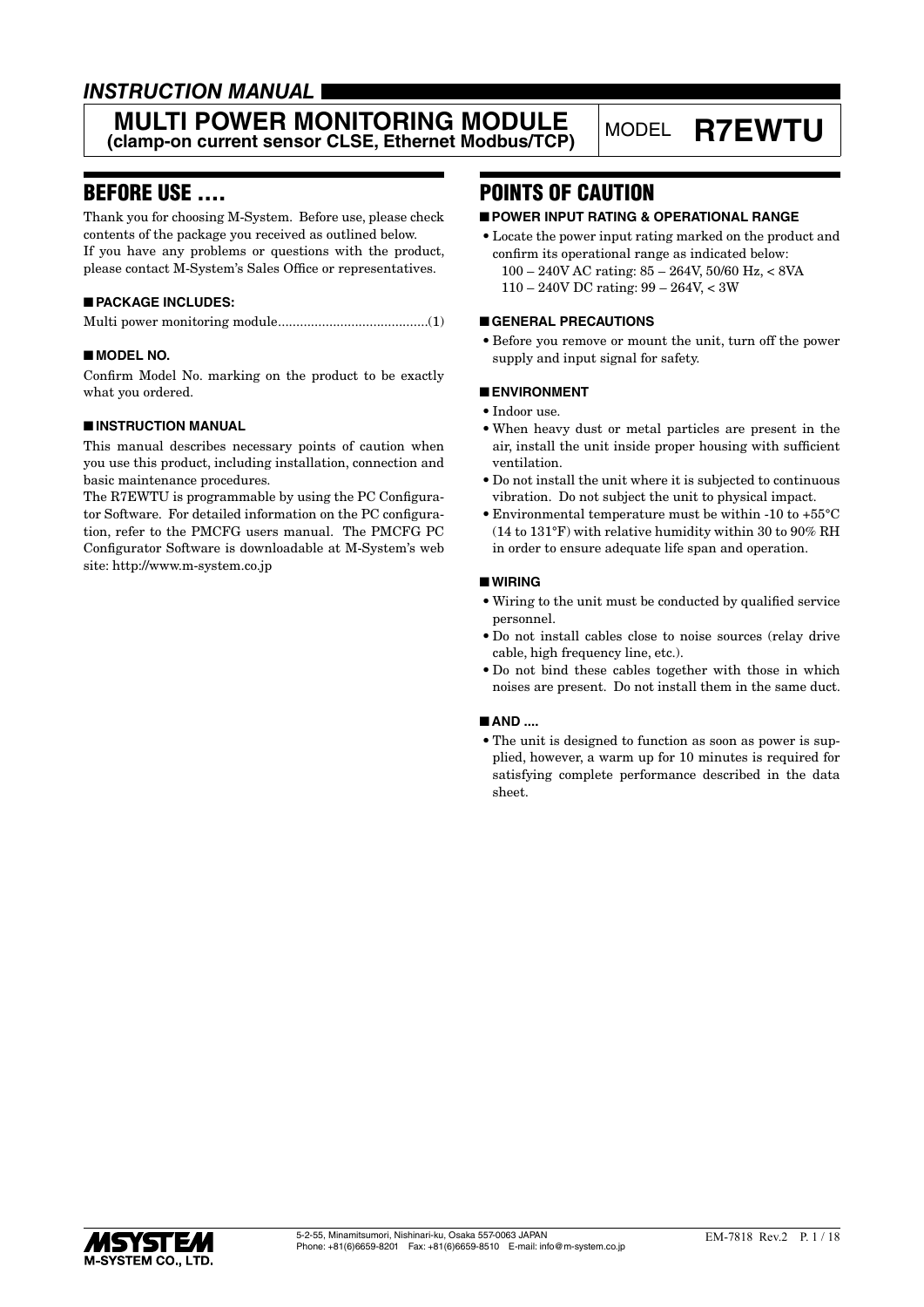*INSTRUCTION MANUAL*

# MULTI POWER MONITORING MODULE
**(clamp-on current sensor CLSE, Ethernet Modbus/TCP)**

MODEL **R7EWTU**

## BEFORE USE ....

Thank you for choosing M-System. Before use, please check contents of the package you received as outlined below.
If you have any problems or questions with the product, please contact M-System's Sales Office or representatives.

### ■ PACKAGE INCLUDES:

Multi power monitoring module.........................................(1)

### ■ MODEL NO.

Confirm Model No. marking on the product to be exactly what you ordered.

### ■ INSTRUCTION MANUAL

This manual describes necessary points of caution when you use this product, including installation, connection and basic maintenance procedures.
The R7EWTU is programmable by using the PC Configurator Software. For detailed information on the PC configuration, refer to the PMCFG users manual. The PMCFG PC Configurator Software is downloadable at M-System's web site: http://www.m-system.co.jp

## POINTS OF CAUTION

### ■ POWER INPUT RATING & OPERATIONAL RANGE

- Locate the power input rating marked on the product and confirm its operational range as indicated below:
  100 – 240V AC rating: 85 – 264V, 50/60 Hz, < 8VA
  110 – 240V DC rating: 99 – 264V, < 3W

### ■ GENERAL PRECAUTIONS

- Before you remove or mount the unit, turn off the power supply and input signal for safety.

### ■ ENVIRONMENT

- Indoor use.
- When heavy dust or metal particles are present in the air, install the unit inside proper housing with sufficient ventilation.
- Do not install the unit where it is subjected to continuous vibration. Do not subject the unit to physical impact.
- Environmental temperature must be within -10 to +55°C (14 to 131°F) with relative humidity within 30 to 90% RH in order to ensure adequate life span and operation.

### ■ WIRING

- Wiring to the unit must be conducted by qualified service personnel.
- Do not install cables close to noise sources (relay drive cable, high frequency line, etc.).
- Do not bind these cables together with those in which noises are present. Do not install them in the same duct.

### ■ AND ....

- The unit is designed to function as soon as power is supplied, however, a warm up for 10 minutes is required for satisfying complete performance described in the data sheet.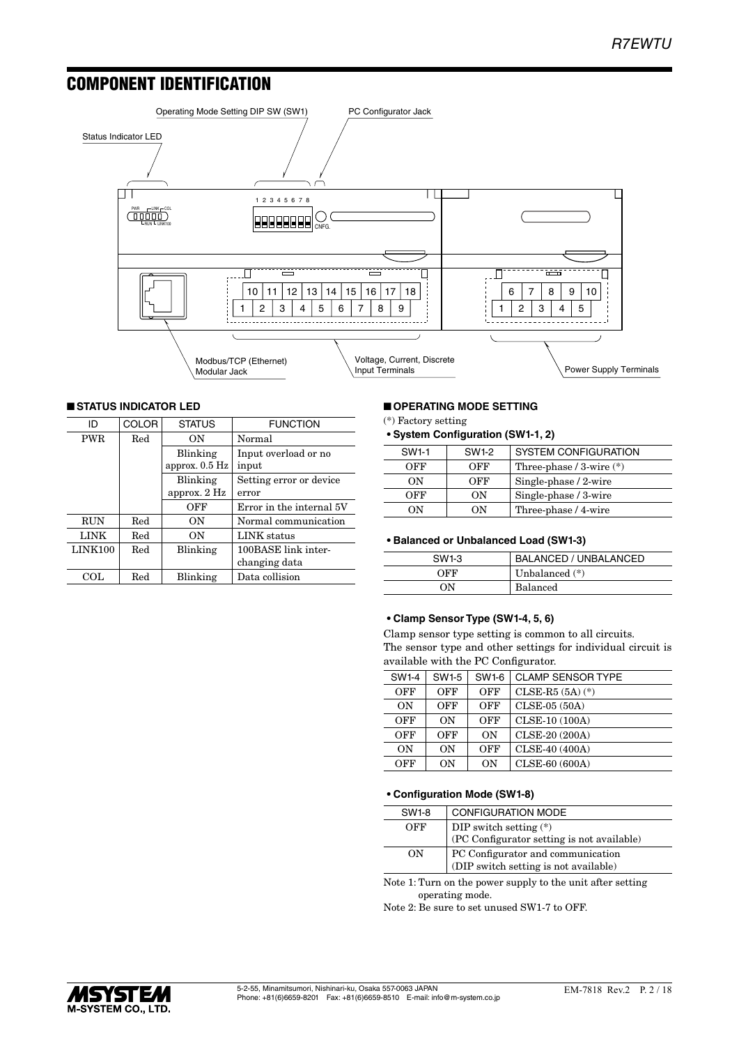# COMPONENT IDENTIFICATION

Operating Mode Setting DIP SW (SW1)

PC Configurator Jack

Status Indicator LED

Modbus/TCP (Ethernet) Modular Jack

Voltage, Current, Discrete Input Terminals

Power Supply Terminals

## ■ STATUS INDICATOR LED

| ID | COLOR | STATUS | FUNCTION |
|---|---|---|---|
| PWR | Red | ON | Normal |
| | | Blinking approx. 0.5 Hz | Input overload or no input |
| | | Blinking approx. 2 Hz | Setting error or device error |
| | | OFF | Error in the internal 5V |
| RUN | Red | ON | Normal communication |
| LINK | Red | ON | LINK status |
| LINK100 | Red | Blinking | 100BASE link interchanging data |
| COL | Red | Blinking | Data collision |

## ■ OPERATING MODE SETTING

(*) Factory setting

### • System Configuration (SW1-1, 2)

| SW1-1 | SW1-2 | SYSTEM CONFIGURATION |
|---|---|---|
| OFF | OFF | Three-phase / 3-wire (*) |
| ON | OFF | Single-phase / 2-wire |
| OFF | ON | Single-phase / 3-wire |
| ON | ON | Three-phase / 4-wire |

### • Balanced or Unbalanced Load (SW1-3)

| SW1-3 | BALANCED / UNBALANCED |
|---|---|
| OFF | Unbalanced (*) |
| ON | Balanced |

### • Clamp Sensor Type (SW1-4, 5, 6)

Clamp sensor type setting is common to all circuits.
The sensor type and other settings for individual circuit is available with the PC Configurator.

| SW1-4 | SW1-5 | SW1-6 | CLAMP SENSOR TYPE |
|---|---|---|---|
| OFF | OFF | OFF | CLSE-R5 (5A) (*) |
| ON | OFF | OFF | CLSE-05 (50A) |
| OFF | ON | OFF | CLSE-10 (100A) |
| OFF | OFF | ON | CLSE-20 (200A) |
| ON | ON | OFF | CLSE-40 (400A) |
| OFF | ON | ON | CLSE-60 (600A) |

### • Configuration Mode (SW1-8)

| SW1-8 | CONFIGURATION MODE |
|---|---|
| OFF | DIP switch setting (*) (PC Configurator setting is not available) |
| ON | PC Configurator and communication (DIP switch setting is not available) |

Note 1: Turn on the power supply to the unit after setting operating mode.

Note 2: Be sure to set unused SW1-7 to OFF.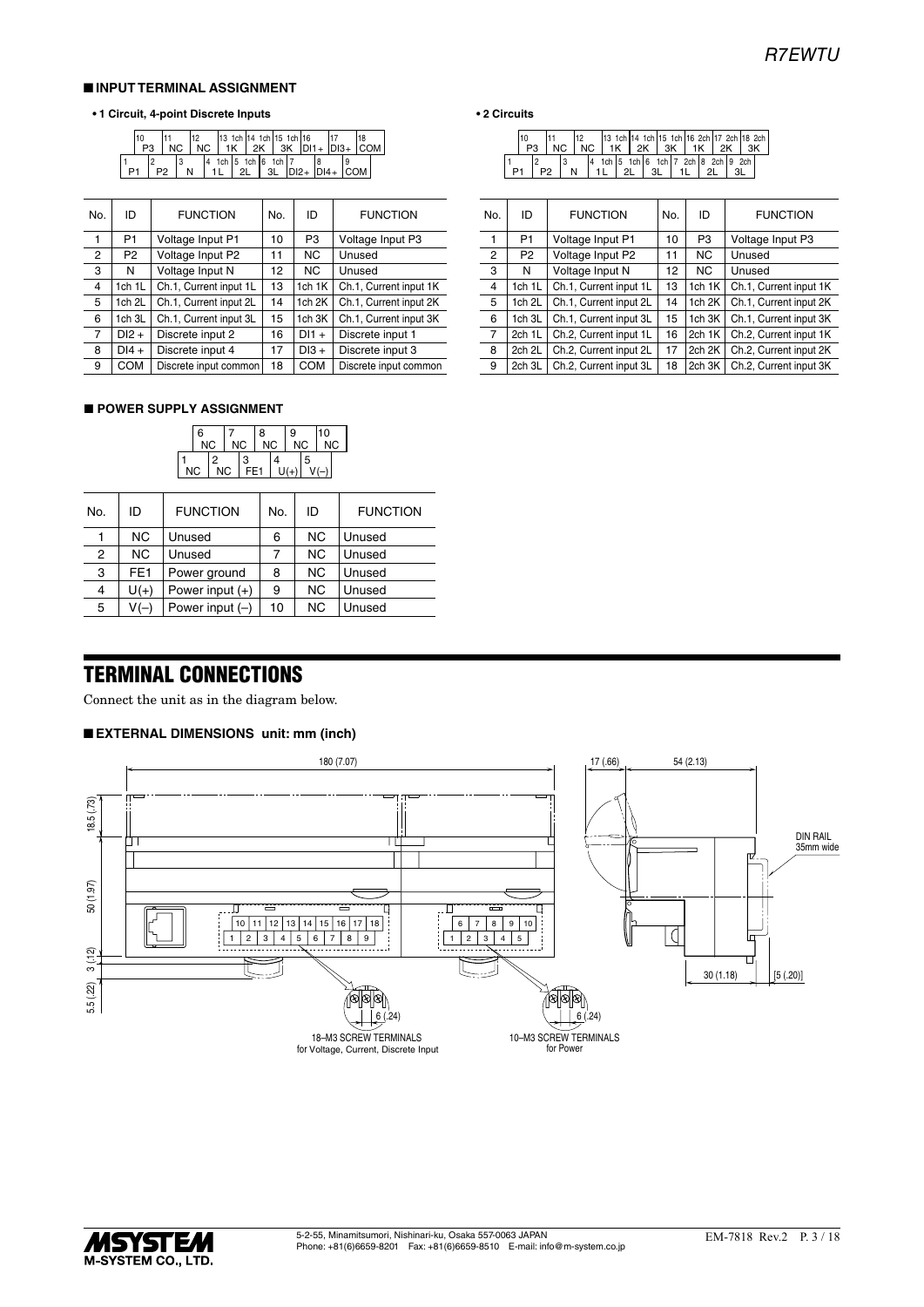## ■ INPUT TERMINAL ASSIGNMENT

**• 1 Circuit, 4-point Discrete Inputs**

| No. | ID | FUNCTION | No. | ID | FUNCTION |
|---|---|---|---|---|---|
| 1 | P1 | Voltage Input P1 | 10 | P3 | Voltage Input P3 |
| 2 | P2 | Voltage Input P2 | 11 | NC | Unused |
| 3 | N | Voltage Input N | 12 | NC | Unused |
| 4 | 1ch 1L | Ch.1, Current input 1L | 13 | 1ch 1K | Ch.1, Current input 1K |
| 5 | 1ch 2L | Ch.1, Current input 2L | 14 | 1ch 2K | Ch.1, Current input 2K |
| 6 | 1ch 3L | Ch.1, Current input 3L | 15 | 1ch 3K | Ch.1, Current input 3K |
| 7 | DI2 + | Discrete input 2 | 16 | DI1 + | Discrete input 1 |
| 8 | DI4 + | Discrete input 4 | 17 | DI3 + | Discrete input 3 |
| 9 | COM | Discrete input common | 18 | COM | Discrete input common |

**• 2 Circuits**

| No. | ID | FUNCTION | No. | ID | FUNCTION |
|---|---|---|---|---|---|
| 1 | P1 | Voltage Input P1 | 10 | P3 | Voltage Input P3 |
| 2 | P2 | Voltage Input P2 | 11 | NC | Unused |
| 3 | N | Voltage Input N | 12 | NC | Unused |
| 4 | 1ch 1L | Ch.1, Current input 1L | 13 | 1ch 1K | Ch.1, Current input 1K |
| 5 | 1ch 2L | Ch.1, Current input 2L | 14 | 1ch 2K | Ch.1, Current input 2K |
| 6 | 1ch 3L | Ch.1, Current input 3L | 15 | 1ch 3K | Ch.1, Current input 3K |
| 7 | 2ch 1L | Ch.2, Current input 1L | 16 | 2ch 1K | Ch.2, Current input 1K |
| 8 | 2ch 2L | Ch.2, Current input 2L | 17 | 2ch 2K | Ch.2, Current input 2K |
| 9 | 2ch 3L | Ch.2, Current input 3L | 18 | 2ch 3K | Ch.2, Current input 3K |

## ■ POWER SUPPLY ASSIGNMENT

| No. | ID | FUNCTION | No. | ID | FUNCTION |
|---|---|---|---|---|---|
| 1 | NC | Unused | 6 | NC | Unused |
| 2 | NC | Unused | 7 | NC | Unused |
| 3 | FE1 | Power ground | 8 | NC | Unused |
| 4 | U(+) | Power input (+) | 9 | NC | Unused |
| 5 | V(–) | Power input (–) | 10 | NC | Unused |

# TERMINAL CONNECTIONS

Connect the unit as in the diagram below.

## ■ EXTERNAL DIMENSIONS unit: mm (inch)

18–M3 SCREW TERMINALS for Voltage, Current, Discrete Input

10–M3 SCREW TERMINALS for Power

DIN RAIL 35mm wide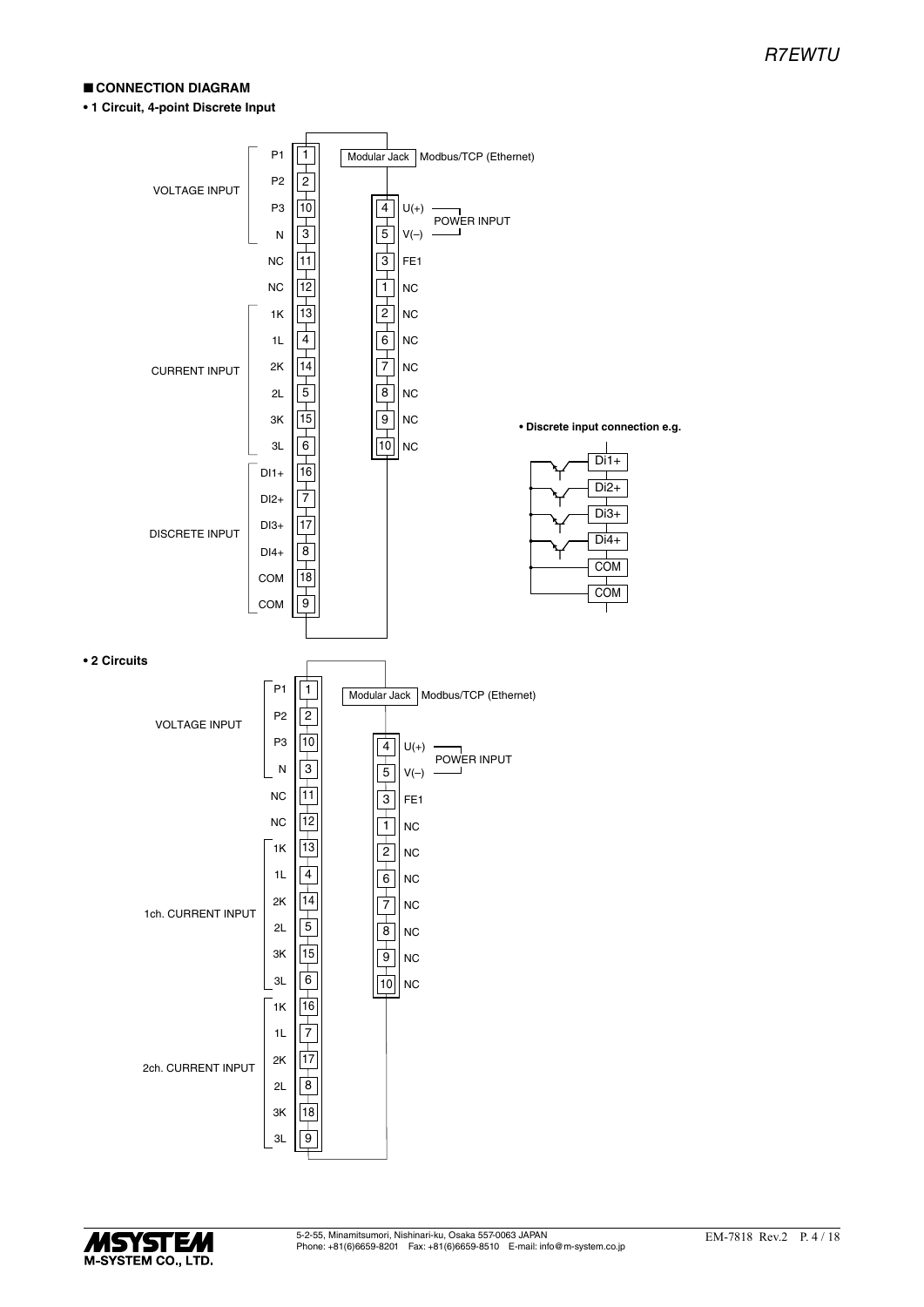## ■ CONNECTION DIAGRAM

**• 1 Circuit, 4-point Discrete Input**

| Group | Signal | Terminal |
|---|---|---|
| VOLTAGE INPUT | P1 | 1 |
| | P2 | 2 |
| | P3 | 10 |
| | N | 3 |
| | NC | 11 |
| | NC | 12 |
| CURRENT INPUT | 1K | 13 |
| | 1L | 4 |
| | 2K | 14 |
| | 2L | 5 |
| | 3K | 15 |
| | 3L | 6 |
| DISCRETE INPUT | DI1+ | 16 |
| | DI2+ | 7 |
| | DI3+ | 17 |
| | DI4+ | 8 |
| | COM | 18 |
| | COM | 9 |

Modular Jack: Modbus/TCP (Ethernet)

| Terminal | Signal |
|---|---|
| 4 | U(+) POWER INPUT |
| 5 | V(–) POWER INPUT |
| 3 | FE1 |
| 1 | NC |
| 2 | NC |
| 6 | NC |
| 7 | NC |
| 8 | NC |
| 9 | NC |
| 10 | NC |

**• Discrete input connection e.g.**

Di1+, Di2+, Di3+, Di4+, COM, COM

**• 2 Circuits**

| Group | Signal | Terminal |
|---|---|---|
| VOLTAGE INPUT | P1 | 1 |
| | P2 | 2 |
| | P3 | 10 |
| | N | 3 |
| | NC | 11 |
| | NC | 12 |
| 1ch. CURRENT INPUT | 1K | 13 |
| | 1L | 4 |
| | 2K | 14 |
| | 2L | 5 |
| | 3K | 15 |
| | 3L | 6 |
| 2ch. CURRENT INPUT | 1K | 16 |
| | 1L | 7 |
| | 2K | 17 |
| | 2L | 8 |
| | 3K | 18 |
| | 3L | 9 |

Modular Jack: Modbus/TCP (Ethernet)

| Terminal | Signal |
|---|---|
| 4 | U(+) POWER INPUT |
| 5 | V(–) POWER INPUT |
| 3 | FE1 |
| 1 | NC |
| 2 | NC |
| 6 | NC |
| 7 | NC |
| 8 | NC |
| 9 | NC |
| 10 | NC |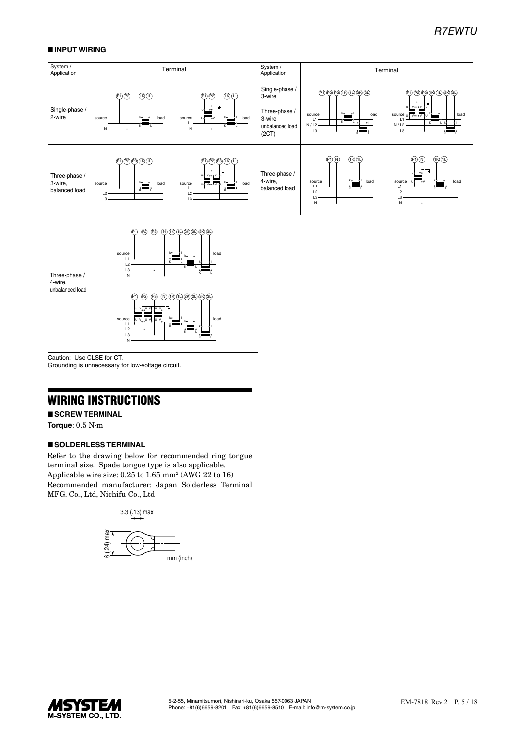## ■ INPUT WIRING

| System / Application | Terminal | System / Application | Terminal |
|---|---|---|---|
| Single-phase / 2-wire | | Single-phase / 3-wire<br><br>Three-phase / 3-wire unbalanced load (2CT) | |
| Three-phase / 3-wire, balanced load | | Three-phase / 4-wire, balanced load | |
| Three-phase / 4-wire, unbalanced load | | | |

Caution: Use CLSE for CT.
Grounding is unnecessary for low-voltage circuit.

# WIRING INSTRUCTIONS

## ■ SCREW TERMINAL

**Torque**: 0.5 N·m

## ■ SOLDERLESS TERMINAL

Refer to the drawing below for recommended ring tongue terminal size. Spade tongue type is also applicable.
Applicable wire size: 0.25 to 1.65 mm² (AWG 22 to 16)
Recommended manufacturer: Japan Solderless Terminal MFG. Co., Ltd, Nichifu Co., Ltd

3.3 (.13) max
6 (.24) max
mm (inch)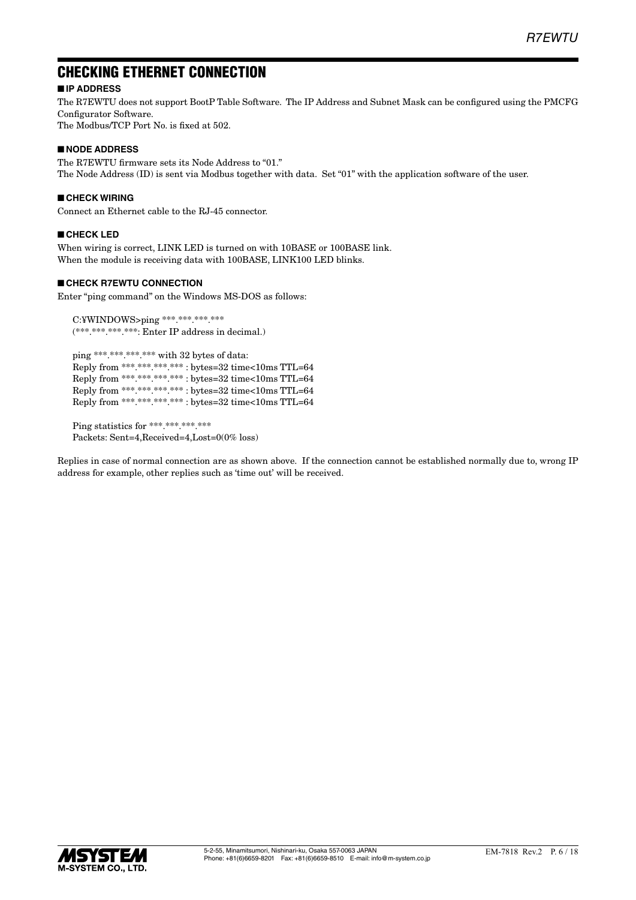# CHECKING ETHERNET CONNECTION

### ■ IP ADDRESS

The R7EWTU does not support BootP Table Software. The IP Address and Subnet Mask can be configured using the PMCFG Configurator Software.
The Modbus/TCP Port No. is fixed at 502.

### ■ NODE ADDRESS

The R7EWTU firmware sets its Node Address to "01."
The Node Address (ID) is sent via Modbus together with data. Set "01" with the application software of the user.

### ■ CHECK WIRING

Connect an Ethernet cable to the RJ-45 connector.

### ■ CHECK LED

When wiring is correct, LINK LED is turned on with 10BASE or 100BASE link.
When the module is receiving data with 100BASE, LINK100 LED blinks.

### ■ CHECK R7EWTU CONNECTION

Enter "ping command" on the Windows MS-DOS as follows:

```
C:¥WINDOWS>ping ***.***.***.***
(***.***.***.***: Enter IP address in decimal.)

ping ***.***.***.*** with 32 bytes of data:
Reply from ***.***.***.*** : bytes=32 time<10ms TTL=64
Reply from ***.***.***.*** : bytes=32 time<10ms TTL=64
Reply from ***.***.***.*** : bytes=32 time<10ms TTL=64
Reply from ***.***.***.*** : bytes=32 time<10ms TTL=64

Ping statistics for ***.***.***.***
Packets: Sent=4,Received=4,Lost=0(0% loss)
```

Replies in case of normal connection are as shown above. If the connection cannot be established normally due to, wrong IP address for example, other replies such as 'time out' will be received.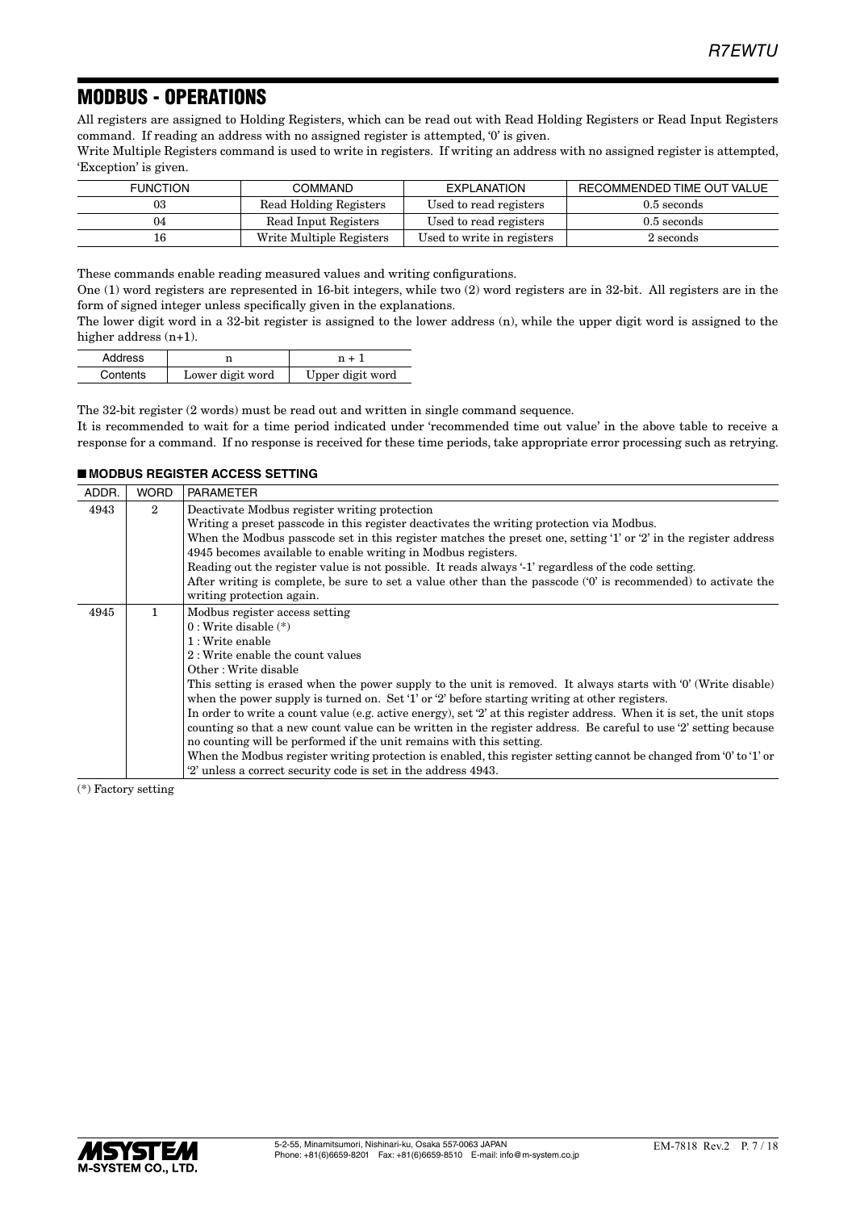## MODBUS - OPERATIONS

All registers are assigned to Holding Registers, which can be read out with Read Holding Registers or Read Input Registers command. If reading an address with no assigned register is attempted, '0' is given.

Write Multiple Registers command is used to write in registers. If writing an address with no assigned register is attempted, 'Exception' is given.

| FUNCTION | COMMAND | EXPLANATION | RECOMMENDED TIME OUT VALUE |
|---|---|---|---|
| 03 | Read Holding Registers | Used to read registers | 0.5 seconds |
| 04 | Read Input Registers | Used to read registers | 0.5 seconds |
| 16 | Write Multiple Registers | Used to write in registers | 2 seconds |

These commands enable reading measured values and writing configurations.

One (1) word registers are represented in 16-bit integers, while two (2) word registers are in 32-bit. All registers are in the form of signed integer unless specifically given in the explanations.

The lower digit word in a 32-bit register is assigned to the lower address (n), while the upper digit word is assigned to the higher address (n+1).

| Address | n | n + 1 |
|---|---|---|
| Contents | Lower digit word | Upper digit word |

The 32-bit register (2 words) must be read out and written in single command sequence.

It is recommended to wait for a time period indicated under 'recommended time out value' in the above table to receive a response for a command. If no response is received for these time periods, take appropriate error processing such as retrying.

### ■ MODBUS REGISTER ACCESS SETTING

| ADDR. | WORD | PARAMETER |
|---|---|---|
| 4943 | 2 | Deactivate Modbus register writing protection<br>Writing a preset passcode in this register deactivates the writing protection via Modbus.<br>When the Modbus passcode set in this register matches the preset one, setting '1' or '2' in the register address 4945 becomes available to enable writing in Modbus registers.<br>Reading out the register value is not possible. It reads always '-1' regardless of the code setting.<br>After writing is complete, be sure to set a value other than the passcode ('0' is recommended) to activate the writing protection again. |
| 4945 | 1 | Modbus register access setting<br>0 : Write disable (*)<br>1 : Write enable<br>2 : Write enable the count values<br>Other : Write disable<br>This setting is erased when the power supply to the unit is removed. It always starts with '0' (Write disable) when the power supply is turned on. Set '1' or '2' before starting writing at other registers.<br>In order to write a count value (e.g. active energy), set '2' at this register address. When it is set, the unit stops counting so that a new count value can be written in the register address. Be careful to use '2' setting because no counting will be performed if the unit remains with this setting.<br>When the Modbus register writing protection is enabled, this register setting cannot be changed from '0' to '1' or '2' unless a correct security code is set in the address 4943. |

(*) Factory setting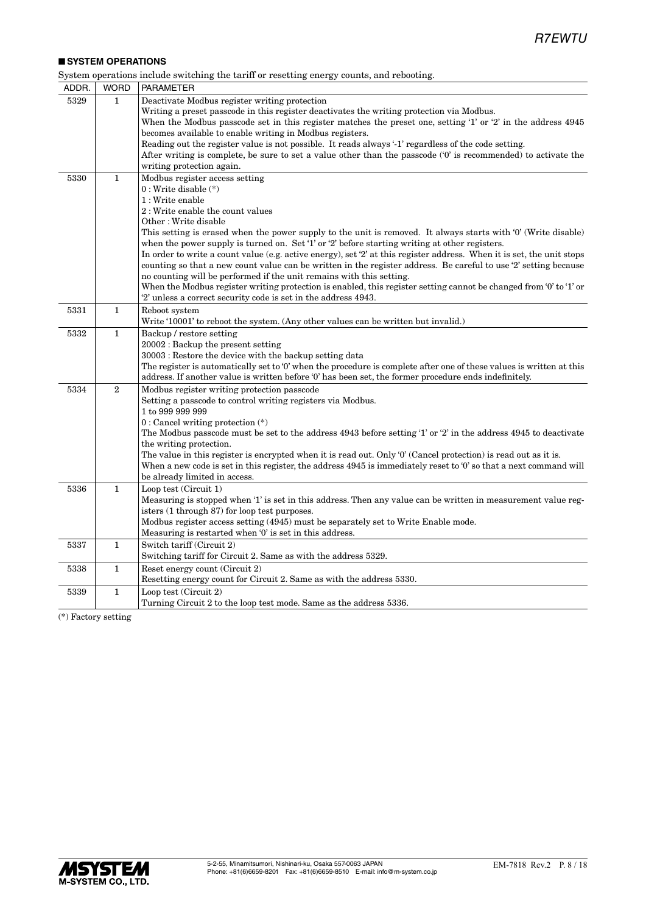## ■ SYSTEM OPERATIONS

System operations include switching the tariff or resetting energy counts, and rebooting.

| ADDR. | WORD | PARAMETER |
|---|---|---|
| 5329 | 1 | Deactivate Modbus register writing protection<br>Writing a preset passcode in this register deactivates the writing protection via Modbus.<br>When the Modbus passcode set in this register matches the preset one, setting '1' or '2' in the address 4945 becomes available to enable writing in Modbus registers.<br>Reading out the register value is not possible. It reads always '-1' regardless of the code setting.<br>After writing is complete, be sure to set a value other than the passcode ('0' is recommended) to activate the writing protection again. |
| 5330 | 1 | Modbus register access setting<br>0 : Write disable (*)<br>1 : Write enable<br>2 : Write enable the count values<br>Other : Write disable<br>This setting is erased when the power supply to the unit is removed. It always starts with '0' (Write disable) when the power supply is turned on. Set '1' or '2' before starting writing at other registers.<br>In order to write a count value (e.g. active energy), set '2' at this register address. When it is set, the unit stops counting so that a new count value can be written in the register address. Be careful to use '2' setting because no counting will be performed if the unit remains with this setting.<br>When the Modbus register writing protection is enabled, this register setting cannot be changed from '0' to '1' or '2' unless a correct security code is set in the address 4943. |
| 5331 | 1 | Reboot system<br>Write '10001' to reboot the system. (Any other values can be written but invalid.) |
| 5332 | 1 | Backup / restore setting<br>20002 : Backup the present setting<br>30003 : Restore the device with the backup setting data<br>The register is automatically set to '0' when the procedure is complete after one of these values is written at this address. If another value is written before '0' has been set, the former procedure ends indefinitely. |
| 5334 | 2 | Modbus register writing protection passcode<br>Setting a passcode to control writing registers via Modbus.<br>1 to 999 999 999<br>0 : Cancel writing protection (*)<br>The Modbus passcode must be set to the address 4943 before setting '1' or '2' in the address 4945 to deactivate the writing protection.<br>The value in this register is encrypted when it is read out. Only '0' (Cancel protection) is read out as it is.<br>When a new code is set in this register, the address 4945 is immediately reset to '0' so that a next command will be already limited in access. |
| 5336 | 1 | Loop test (Circuit 1)<br>Measuring is stopped when '1' is set in this address. Then any value can be written in measurement value registers (1 through 87) for loop test purposes.<br>Modbus register access setting (4945) must be separately set to Write Enable mode.<br>Measuring is restarted when '0' is set in this address. |
| 5337 | 1 | Switch tariff (Circuit 2)<br>Switching tariff for Circuit 2. Same as with the address 5329. |
| 5338 | 1 | Reset energy count (Circuit 2)<br>Resetting energy count for Circuit 2. Same as with the address 5330. |
| 5339 | 1 | Loop test (Circuit 2)<br>Turning Circuit 2 to the loop test mode. Same as the address 5336. |

(*) Factory setting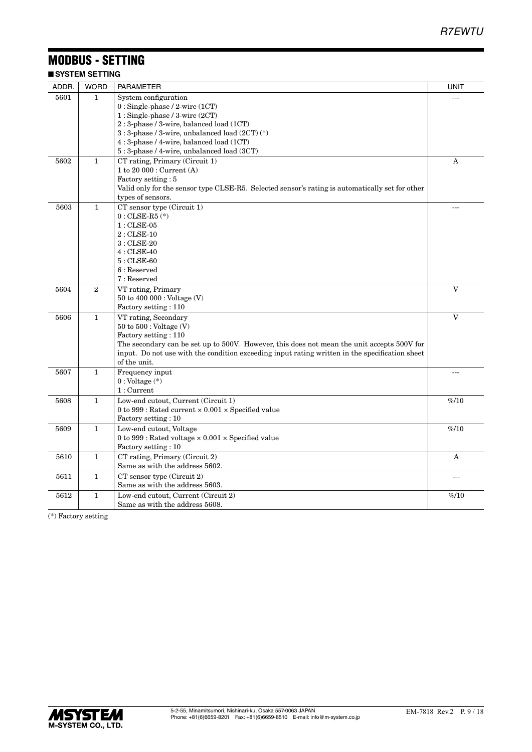## MODBUS - SETTING

### ■ SYSTEM SETTING

| ADDR. | WORD | PARAMETER | UNIT |
|---|---|---|---|
| 5601 | 1 | System configuration<br>0 : Single-phase / 2-wire (1CT)<br>1 : Single-phase / 3-wire (2CT)<br>2 : 3-phase / 3-wire, balanced load (1CT)<br>3 : 3-phase / 3-wire, unbalanced load (2CT) (*)<br>4 : 3-phase / 4-wire, balanced load (1CT)<br>5 : 3-phase / 4-wire, unbalanced load (3CT) | --- |
| 5602 | 1 | CT rating, Primary (Circuit 1)<br>1 to 20 000 : Current (A)<br>Factory setting : 5<br>Valid only for the sensor type CLSE-R5. Selected sensor's rating is automatically set for other types of sensors. | A |
| 5603 | 1 | CT sensor type (Circuit 1)<br>0 : CLSE-R5 (*)<br>1 : CLSE-05<br>2 : CLSE-10<br>3 : CLSE-20<br>4 : CLSE-40<br>5 : CLSE-60<br>6 : Reserved<br>7 : Reserved | --- |
| 5604 | 2 | VT rating, Primary<br>50 to 400 000 : Voltage (V)<br>Factory setting : 110 | V |
| 5606 | 1 | VT rating, Secondary<br>50 to 500 : Voltage (V)<br>Factory setting : 110<br>The secondary can be set up to 500V. However, this does not mean the unit accepts 500V for input. Do not use with the condition exceeding input rating written in the specification sheet of the unit. | V |
| 5607 | 1 | Frequency input<br>0 : Voltage (*)<br>1 : Current | --- |
| 5608 | 1 | Low-end cutout, Current (Circuit 1)<br>0 to 999 : Rated current × 0.001 × Specified value<br>Factory setting : 10 | %/10 |
| 5609 | 1 | Low-end cutout, Voltage<br>0 to 999 : Rated voltage × 0.001 × Specified value<br>Factory setting : 10 | %/10 |
| 5610 | 1 | CT rating, Primary (Circuit 2)<br>Same as with the address 5602. | A |
| 5611 | 1 | CT sensor type (Circuit 2)<br>Same as with the address 5603. | --- |
| 5612 | 1 | Low-end cutout, Current (Circuit 2)<br>Same as with the address 5608. | %/10 |

(*) Factory setting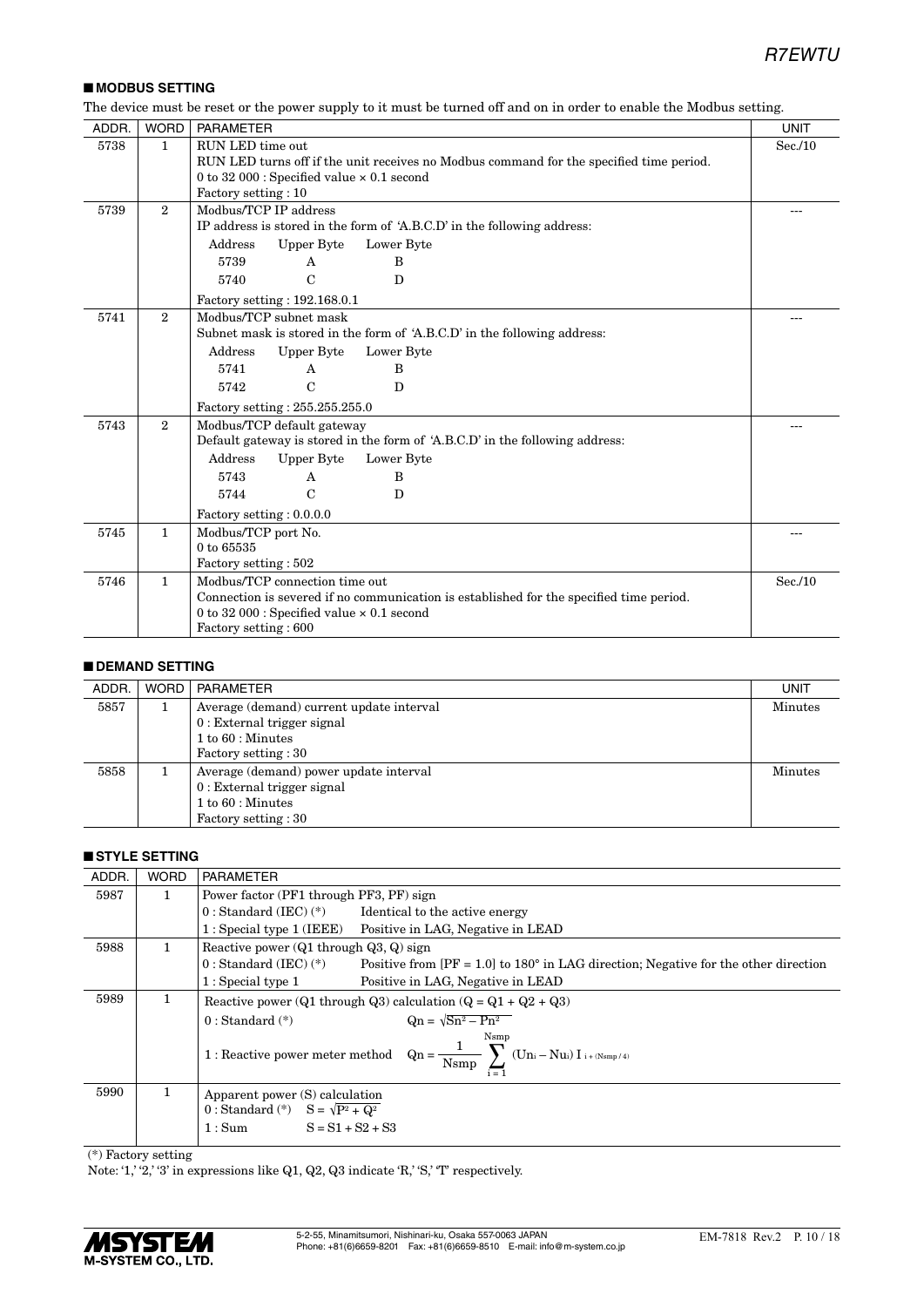## ■ MODBUS SETTING

The device must be reset or the power supply to it must be turned off and on in order to enable the Modbus setting.

| ADDR. | WORD | PARAMETER | UNIT |
|---|---|---|---|
| 5738 | 1 | RUN LED time out<br>RUN LED turns off if the unit receives no Modbus command for the specified time period.<br>0 to 32 000 : Specified value × 0.1 second<br>Factory setting : 10 | Sec./10 |
| 5739 | 2 | Modbus/TCP IP address<br>IP address is stored in the form of 'A.B.C.D' in the following address:<br>Address / Upper Byte / Lower Byte<br>5739 / A / B<br>5740 / C / D<br>Factory setting : 192.168.0.1 | --- |
| 5741 | 2 | Modbus/TCP subnet mask<br>Subnet mask is stored in the form of 'A.B.C.D' in the following address:<br>Address / Upper Byte / Lower Byte<br>5741 / A / B<br>5742 / C / D<br>Factory setting : 255.255.255.0 | --- |
| 5743 | 2 | Modbus/TCP default gateway<br>Default gateway is stored in the form of 'A.B.C.D' in the following address:<br>Address / Upper Byte / Lower Byte<br>5743 / A / B<br>5744 / C / D<br>Factory setting : 0.0.0.0 | --- |
| 5745 | 1 | Modbus/TCP port No.<br>0 to 65535<br>Factory setting : 502 | --- |
| 5746 | 1 | Modbus/TCP connection time out<br>Connection is severed if no communication is established for the specified time period.<br>0 to 32 000 : Specified value × 0.1 second<br>Factory setting : 600 | Sec./10 |

## ■ DEMAND SETTING

| ADDR. | WORD | PARAMETER | UNIT |
|---|---|---|---|
| 5857 | 1 | Average (demand) current update interval<br>0 : External trigger signal<br>1 to 60 : Minutes<br>Factory setting : 30 | Minutes |
| 5858 | 1 | Average (demand) power update interval<br>0 : External trigger signal<br>1 to 60 : Minutes<br>Factory setting : 30 | Minutes |

## ■ STYLE SETTING

| ADDR. | WORD | PARAMETER |
|---|---|---|
| 5987 | 1 | Power factor (PF1 through PF3, PF) sign<br>0 : Standard (IEC) (*) Identical to the active energy<br>1 : Special type 1 (IEEE) Positive in LAG, Negative in LEAD |
| 5988 | 1 | Reactive power (Q1 through Q3, Q) sign<br>0 : Standard (IEC) (*) Positive from [PF = 1.0] to 180° in LAG direction; Negative for the other direction<br>1 : Special type 1 Positive in LAG, Negative in LEAD |
| 5989 | 1 | Reactive power (Q1 through Q3) calculation (Q = Q1 + Q2 + Q3)<br>0 : Standard (*) $Qn = \sqrt{Sn^2 - Pn^2}$<br>1 : Reactive power meter method $Qn = \frac{1}{Nsmp} \sum_{i=1}^{Nsmp} (Un_i - Nu_i) I_{i+(Nsmp/4)}$ |
| 5990 | 1 | Apparent power (S) calculation<br>0 : Standard (*) $S = \sqrt{P^2 + Q^2}$<br>1 : Sum $S = S1 + S2 + S3$ |

(*) Factory setting

Note: '1,' '2,' '3' in expressions like Q1, Q2, Q3 indicate 'R,' 'S,' 'T' respectively.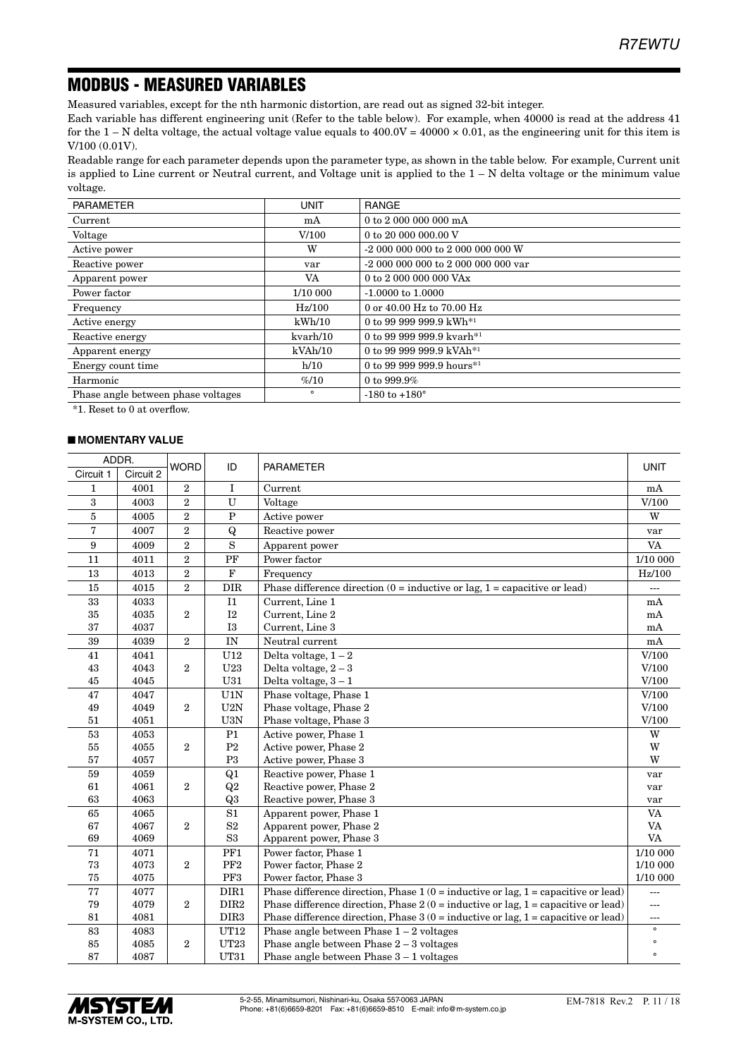## MODBUS - MEASURED VARIABLES

Measured variables, except for the nth harmonic distortion, are read out as signed 32-bit integer.

Each variable has different engineering unit (Refer to the table below). For example, when 40000 is read at the address 41 for the 1 – N delta voltage, the actual voltage value equals to 400.0V = 40000 × 0.01, as the engineering unit for this item is V/100 (0.01V).

Readable range for each parameter depends upon the parameter type, as shown in the table below. For example, Current unit is applied to Line current or Neutral current, and Voltage unit is applied to the 1 – N delta voltage or the minimum value voltage.

| PARAMETER | UNIT | RANGE |
|---|---|---|
| Current | mA | 0 to 2 000 000 000 mA |
| Voltage | V/100 | 0 to 20 000 000.00 V |
| Active power | W | -2 000 000 000 to 2 000 000 000 W |
| Reactive power | var | -2 000 000 000 to 2 000 000 000 var |
| Apparent power | VA | 0 to 2 000 000 000 VAx |
| Power factor | 1/10 000 | -1.0000 to 1.0000 |
| Frequency | Hz/100 | 0 or 40.00 Hz to 70.00 Hz |
| Active energy | kWh/10 | 0 to 99 999 999.9 kWh*1 |
| Reactive energy | kvarh/10 | 0 to 99 999 999.9 kvarh*1 |
| Apparent energy | kVAh/10 | 0 to 99 999 999.9 kVAh*1 |
| Energy count time | h/10 | 0 to 99 999 999.9 hours*1 |
| Harmonic | %/10 | 0 to 999.9% |
| Phase angle between phase voltages | ° | -180 to +180° |

*1. Reset to 0 at overflow.

### ■ MOMENTARY VALUE

| ADDR. Circuit 1 | ADDR. Circuit 2 | WORD | ID | PARAMETER | UNIT |
|---|---|---|---|---|---|
| 1 | 4001 | 2 | I | Current | mA |
| 3 | 4003 | 2 | U | Voltage | V/100 |
| 5 | 4005 | 2 | P | Active power | W |
| 7 | 4007 | 2 | Q | Reactive power | var |
| 9 | 4009 | 2 | S | Apparent power | VA |
| 11 | 4011 | 2 | PF | Power factor | 1/10 000 |
| 13 | 4013 | 2 | F | Frequency | Hz/100 |
| 15 | 4015 | 2 | DIR | Phase difference direction (0 = inductive or lag, 1 = capacitive or lead) | --- |
| 33 | 4033 | 2 | I1 | Current, Line 1 | mA |
| 35 | 4035 | 2 | I2 | Current, Line 2 | mA |
| 37 | 4037 | 2 | I3 | Current, Line 3 | mA |
| 39 | 4039 | 2 | IN | Neutral current | mA |
| 41 | 4041 | 2 | U12 | Delta voltage, 1 – 2 | V/100 |
| 43 | 4043 | 2 | U23 | Delta voltage, 2 – 3 | V/100 |
| 45 | 4045 | 2 | U31 | Delta voltage, 3 – 1 | V/100 |
| 47 | 4047 | 2 | U1N | Phase voltage, Phase 1 | V/100 |
| 49 | 4049 | 2 | U2N | Phase voltage, Phase 2 | V/100 |
| 51 | 4051 | 2 | U3N | Phase voltage, Phase 3 | V/100 |
| 53 | 4053 | 2 | P1 | Active power, Phase 1 | W |
| 55 | 4055 | 2 | P2 | Active power, Phase 2 | W |
| 57 | 4057 | 2 | P3 | Active power, Phase 3 | W |
| 59 | 4059 | 2 | Q1 | Reactive power, Phase 1 | var |
| 61 | 4061 | 2 | Q2 | Reactive power, Phase 2 | var |
| 63 | 4063 | 2 | Q3 | Reactive power, Phase 3 | var |
| 65 | 4065 | 2 | S1 | Apparent power, Phase 1 | VA |
| 67 | 4067 | 2 | S2 | Apparent power, Phase 2 | VA |
| 69 | 4069 | 2 | S3 | Apparent power, Phase 3 | VA |
| 71 | 4071 | 2 | PF1 | Power factor, Phase 1 | 1/10 000 |
| 73 | 4073 | 2 | PF2 | Power factor, Phase 2 | 1/10 000 |
| 75 | 4075 | 2 | PF3 | Power factor, Phase 3 | 1/10 000 |
| 77 | 4077 | 2 | DIR1 | Phase difference direction, Phase 1 (0 = inductive or lag, 1 = capacitive or lead) | --- |
| 79 | 4079 | 2 | DIR2 | Phase difference direction, Phase 2 (0 = inductive or lag, 1 = capacitive or lead) | --- |
| 81 | 4081 | 2 | DIR3 | Phase difference direction, Phase 3 (0 = inductive or lag, 1 = capacitive or lead) | --- |
| 83 | 4083 | 2 | UT12 | Phase angle between Phase 1 – 2 voltages | ° |
| 85 | 4085 | 2 | UT23 | Phase angle between Phase 2 – 3 voltages | ° |
| 87 | 4087 | 2 | UT31 | Phase angle between Phase 3 – 1 voltages | ° |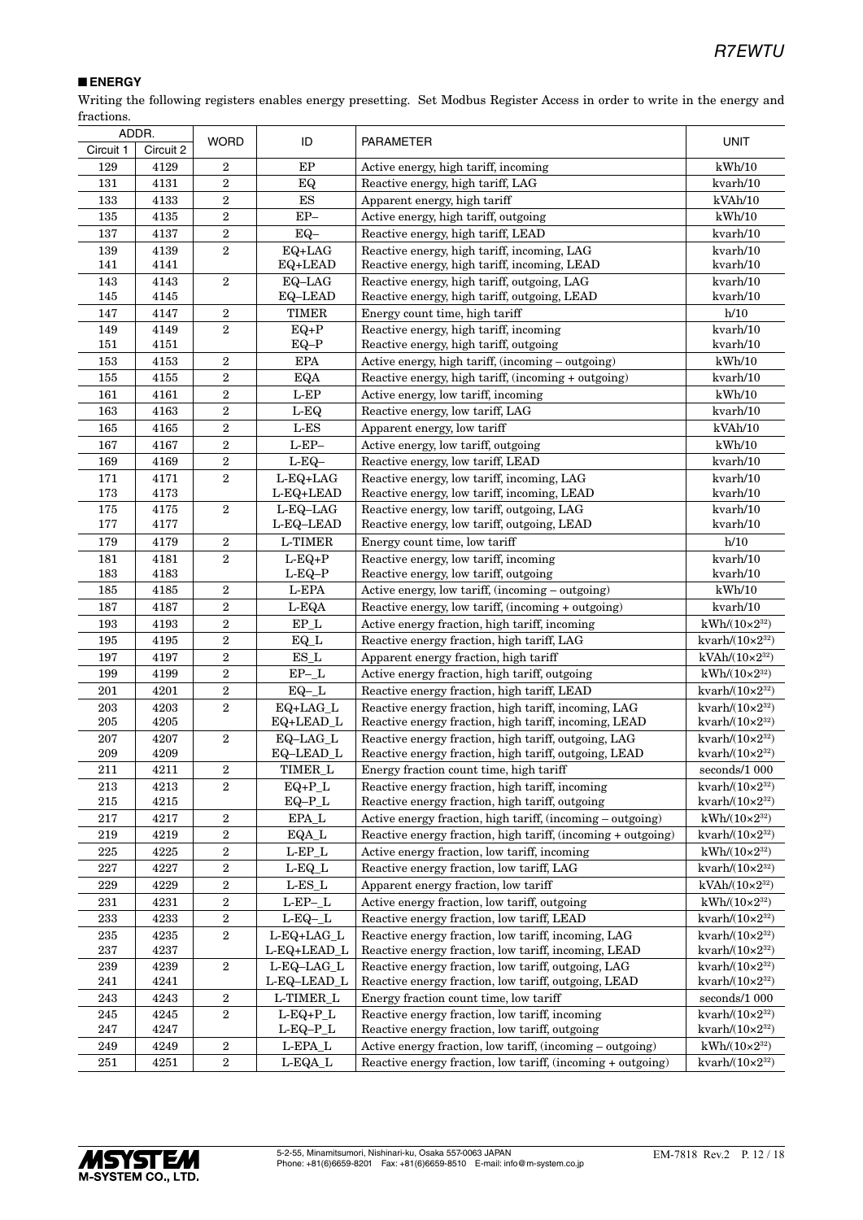## ■ ENERGY

Writing the following registers enables energy presetting. Set Modbus Register Access in order to write in the energy and fractions.

| ADDR. | | WORD | ID | PARAMETER | UNIT |
|---|---|---|---|---|---|
| Circuit 1 | Circuit 2 | | | | |
| 129 | 4129 | 2 | EP | Active energy, high tariff, incoming | kWh/10 |
| 131 | 4131 | 2 | EQ | Reactive energy, high tariff, LAG | kvarh/10 |
| 133 | 4133 | 2 | ES | Apparent energy, high tariff | kVAh/10 |
| 135 | 4135 | 2 | EP– | Active energy, high tariff, outgoing | kWh/10 |
| 137 | 4137 | 2 | EQ– | Reactive energy, high tariff, LEAD | kvarh/10 |
| 139<br>141 | 4139<br>4141 | 2 | EQ+LAG<br>EQ+LEAD | Reactive energy, high tariff, incoming, LAG<br>Reactive energy, high tariff, incoming, LEAD | kvarh/10<br>kvarh/10 |
| 143<br>145 | 4143<br>4145 | 2 | EQ–LAG<br>EQ–LEAD | Reactive energy, high tariff, outgoing, LAG<br>Reactive energy, high tariff, outgoing, LEAD | kvarh/10<br>kvarh/10 |
| 147 | 4147 | 2 | TIMER | Energy count time, high tariff | h/10 |
| 149<br>151 | 4149<br>4151 | 2 | EQ+P<br>EQ–P | Reactive energy, high tariff, incoming<br>Reactive energy, high tariff, outgoing | kvarh/10<br>kvarh/10 |
| 153 | 4153 | 2 | EPA | Active energy, high tariff, (incoming – outgoing) | kWh/10 |
| 155 | 4155 | 2 | EQA | Reactive energy, high tariff, (incoming + outgoing) | kvarh/10 |
| 161 | 4161 | 2 | L-EP | Active energy, low tariff, incoming | kWh/10 |
| 163 | 4163 | 2 | L-EQ | Reactive energy, low tariff, LAG | kvarh/10 |
| 165 | 4165 | 2 | L-ES | Apparent energy, low tariff | kVAh/10 |
| 167 | 4167 | 2 | L-EP– | Active energy, low tariff, outgoing | kWh/10 |
| 169 | 4169 | 2 | L-EQ– | Reactive energy, low tariff, LEAD | kvarh/10 |
| 171<br>173 | 4171<br>4173 | 2 | L-EQ+LAG<br>L-EQ+LEAD | Reactive energy, low tariff, incoming, LAG<br>Reactive energy, low tariff, incoming, LEAD | kvarh/10<br>kvarh/10 |
| 175<br>177 | 4175<br>4177 | 2 | L-EQ–LAG<br>L-EQ–LEAD | Reactive energy, low tariff, outgoing, LAG<br>Reactive energy, low tariff, outgoing, LEAD | kvarh/10<br>kvarh/10 |
| 179 | 4179 | 2 | L-TIMER | Energy count time, low tariff | h/10 |
| 181<br>183 | 4181<br>4183 | 2 | L-EQ+P<br>L-EQ–P | Reactive energy, low tariff, incoming<br>Reactive energy, low tariff, outgoing | kvarh/10<br>kvarh/10 |
| 185 | 4185 | 2 | L-EPA | Active energy, low tariff, (incoming – outgoing) | kWh/10 |
| 187 | 4187 | 2 | L-EQA | Reactive energy, low tariff, (incoming + outgoing) | kvarh/10 |
| 193 | 4193 | 2 | EP_L | Active energy fraction, high tariff, incoming | kWh/($10\times2^{32}$) |
| 195 | 4195 | 2 | EQ_L | Reactive energy fraction, high tariff, LAG | kvarh/($10\times2^{32}$) |
| 197 | 4197 | 2 | ES_L | Apparent energy fraction, high tariff | kVAh/($10\times2^{32}$) |
| 199 | 4199 | 2 | EP–_L | Active energy fraction, high tariff, outgoing | kWh/($10\times2^{32}$) |
| 201 | 4201 | 2 | EQ–_L | Reactive energy fraction, high tariff, LEAD | kvarh/($10\times2^{32}$) |
| 203<br>205 | 4203<br>4205 | 2 | EQ+LAG_L<br>EQ+LEAD_L | Reactive energy fraction, high tariff, incoming, LAG<br>Reactive energy fraction, high tariff, incoming, LEAD | kvarh/($10\times2^{32}$)<br>kvarh/($10\times2^{32}$) |
| 207<br>209 | 4207<br>4209 | 2 | EQ–LAG_L<br>EQ–LEAD_L | Reactive energy fraction, high tariff, outgoing, LAG<br>Reactive energy fraction, high tariff, outgoing, LEAD | kvarh/($10\times2^{32}$)<br>kvarh/($10\times2^{32}$) |
| 211 | 4211 | 2 | TIMER_L | Energy fraction count time, high tariff | seconds/1 000 |
| 213<br>215 | 4213<br>4215 | 2 | EQ+P_L<br>EQ–P_L | Reactive energy fraction, high tariff, incoming<br>Reactive energy fraction, high tariff, outgoing | kvarh/($10\times2^{32}$)<br>kvarh/($10\times2^{32}$) |
| 217 | 4217 | 2 | EPA_L | Active energy fraction, high tariff, (incoming – outgoing) | kWh/($10\times2^{32}$) |
| 219 | 4219 | 2 | EQA_L | Reactive energy fraction, high tariff, (incoming + outgoing) | kvarh/($10\times2^{32}$) |
| 225 | 4225 | 2 | L-EP_L | Active energy fraction, low tariff, incoming | kWh/($10\times2^{32}$) |
| 227 | 4227 | 2 | L-EQ_L | Reactive energy fraction, low tariff, LAG | kvarh/($10\times2^{32}$) |
| 229 | 4229 | 2 | L-ES_L | Apparent energy fraction, low tariff | kVAh/($10\times2^{32}$) |
| 231 | 4231 | 2 | L-EP–_L | Active energy fraction, low tariff, outgoing | kWh/($10\times2^{32}$) |
| 233 | 4233 | 2 | L-EQ–_L | Reactive energy fraction, low tariff, LEAD | kvarh/($10\times2^{32}$) |
| 235<br>237 | 4235<br>4237 | 2 | L-EQ+LAG_L<br>L-EQ+LEAD_L | Reactive energy fraction, low tariff, incoming, LAG<br>Reactive energy fraction, low tariff, incoming, LEAD | kvarh/($10\times2^{32}$)<br>kvarh/($10\times2^{32}$) |
| 239<br>241 | 4239<br>4241 | 2 | L-EQ–LAG_L<br>L-EQ–LEAD_L | Reactive energy fraction, low tariff, outgoing, LAG<br>Reactive energy fraction, low tariff, outgoing, LEAD | kvarh/($10\times2^{32}$)<br>kvarh/($10\times2^{32}$) |
| 243 | 4243 | 2 | L-TIMER_L | Energy fraction count time, low tariff | seconds/1 000 |
| 245<br>247 | 4245<br>4247 | 2 | L-EQ+P_L<br>L-EQ–P_L | Reactive energy fraction, low tariff, incoming<br>Reactive energy fraction, low tariff, outgoing | kvarh/($10\times2^{32}$)<br>kvarh/($10\times2^{32}$) |
| 249 | 4249 | 2 | L-EPA_L | Active energy fraction, low tariff, (incoming – outgoing) | kWh/($10\times2^{32}$) |
| 251 | 4251 | 2 | L-EQA_L | Reactive energy fraction, low tariff, (incoming + outgoing) | kvarh/($10\times2^{32}$) |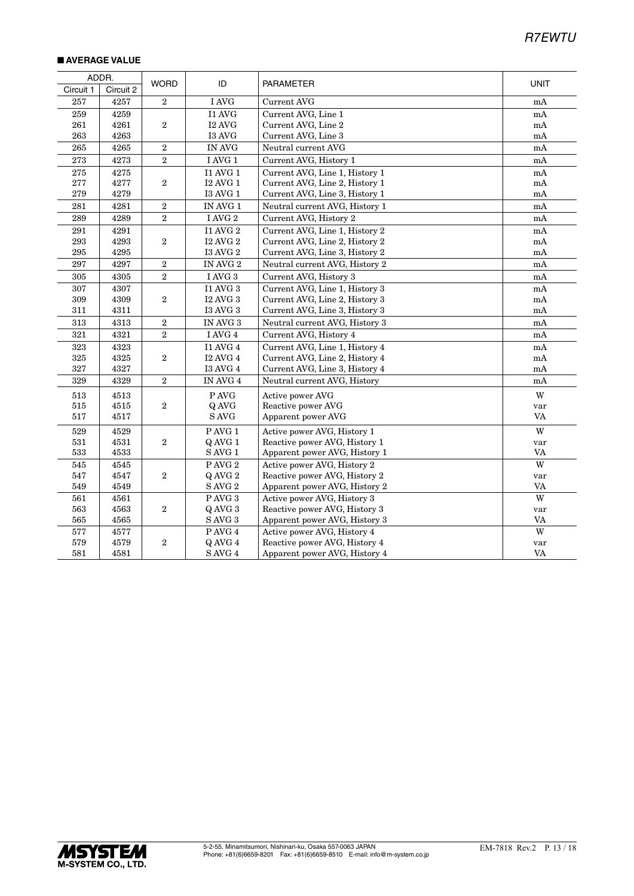## ■ AVERAGE VALUE

| ADDR. | | WORD | ID | PARAMETER | UNIT |
|---|---|---|---|---|---|
| Circuit 1 | Circuit 2 | | | | |
| 257 | 4257 | 2 | I AVG | Current AVG | mA |
| 259 | 4259 | 2 | I1 AVG | Current AVG, Line 1 | mA |
| 261 | 4261 | | I2 AVG | Current AVG, Line 2 | mA |
| 263 | 4263 | | I3 AVG | Current AVG, Line 3 | mA |
| 265 | 4265 | 2 | IN AVG | Neutral current AVG | mA |
| 273 | 4273 | 2 | I AVG 1 | Current AVG, History 1 | mA |
| 275 | 4275 | 2 | I1 AVG 1 | Current AVG, Line 1, History 1 | mA |
| 277 | 4277 | | I2 AVG 1 | Current AVG, Line 2, History 1 | mA |
| 279 | 4279 | | I3 AVG 1 | Current AVG, Line 3, History 1 | mA |
| 281 | 4281 | 2 | IN AVG 1 | Neutral current AVG, History 1 | mA |
| 289 | 4289 | 2 | I AVG 2 | Current AVG, History 2 | mA |
| 291 | 4291 | 2 | I1 AVG 2 | Current AVG, Line 1, History 2 | mA |
| 293 | 4293 | | I2 AVG 2 | Current AVG, Line 2, History 2 | mA |
| 295 | 4295 | | I3 AVG 2 | Current AVG, Line 3, History 2 | mA |
| 297 | 4297 | 2 | IN AVG 2 | Neutral current AVG, History 2 | mA |
| 305 | 4305 | 2 | I AVG 3 | Current AVG, History 3 | mA |
| 307 | 4307 | 2 | I1 AVG 3 | Current AVG, Line 1, History 3 | mA |
| 309 | 4309 | | I2 AVG 3 | Current AVG, Line 2, History 3 | mA |
| 311 | 4311 | | I3 AVG 3 | Current AVG, Line 3, History 3 | mA |
| 313 | 4313 | 2 | IN AVG 3 | Neutral current AVG, History 3 | mA |
| 321 | 4321 | 2 | I AVG 4 | Current AVG, History 4 | mA |
| 323 | 4323 | 2 | I1 AVG 4 | Current AVG, Line 1, History 4 | mA |
| 325 | 4325 | | I2 AVG 4 | Current AVG, Line 2, History 4 | mA |
| 327 | 4327 | | I3 AVG 4 | Current AVG, Line 3, History 4 | mA |
| 329 | 4329 | 2 | IN AVG 4 | Neutral current AVG, History | mA |
| 513 | 4513 | 2 | P AVG | Active power AVG | W |
| 515 | 4515 | | Q AVG | Reactive power AVG | var |
| 517 | 4517 | | S AVG | Apparent power AVG | VA |
| 529 | 4529 | 2 | P AVG 1 | Active power AVG, History 1 | W |
| 531 | 4531 | | Q AVG 1 | Reactive power AVG, History 1 | var |
| 533 | 4533 | | S AVG 1 | Apparent power AVG, History 1 | VA |
| 545 | 4545 | 2 | P AVG 2 | Active power AVG, History 2 | W |
| 547 | 4547 | | Q AVG 2 | Reactive power AVG, History 2 | var |
| 549 | 4549 | | S AVG 2 | Apparent power AVG, History 2 | VA |
| 561 | 4561 | 2 | P AVG 3 | Active power AVG, History 3 | W |
| 563 | 4563 | | Q AVG 3 | Reactive power AVG, History 3 | var |
| 565 | 4565 | | S AVG 3 | Apparent power AVG, History 3 | VA |
| 577 | 4577 | 2 | P AVG 4 | Active power AVG, History 4 | W |
| 579 | 4579 | | Q AVG 4 | Reactive power AVG, History 4 | var |
| 581 | 4581 | | S AVG 4 | Apparent power AVG, History 4 | VA |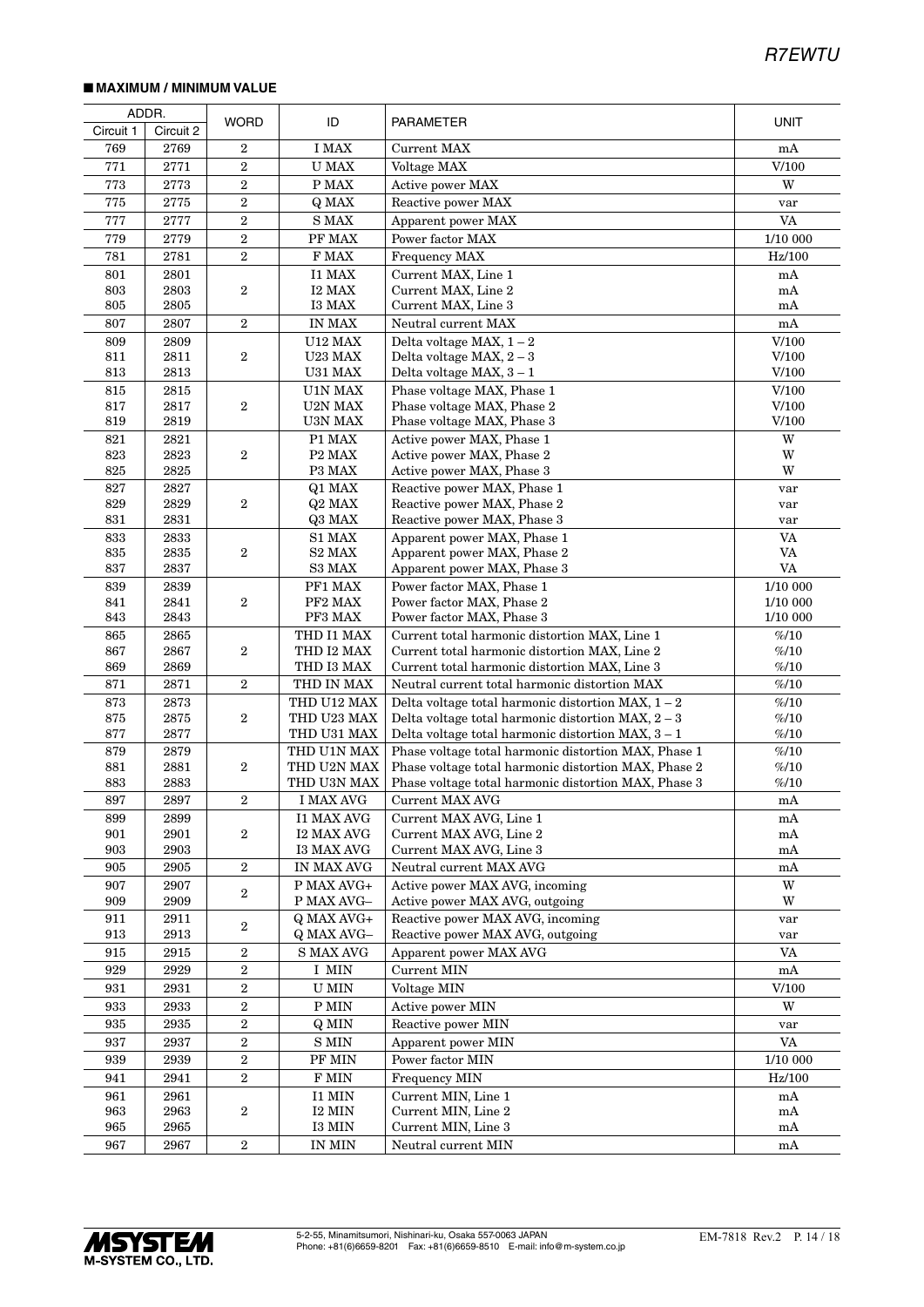## ■ MAXIMUM / MINIMUM VALUE

| ADDR. | | WORD | ID | PARAMETER | UNIT |
|---|---|---|---|---|---|
| Circuit 1 | Circuit 2 | | | | |
| 769 | 2769 | 2 | I MAX | Current MAX | mA |
| 771 | 2771 | 2 | U MAX | Voltage MAX | V/100 |
| 773 | 2773 | 2 | P MAX | Active power MAX | W |
| 775 | 2775 | 2 | Q MAX | Reactive power MAX | var |
| 777 | 2777 | 2 | S MAX | Apparent power MAX | VA |
| 779 | 2779 | 2 | PF MAX | Power factor MAX | 1/10 000 |
| 781 | 2781 | 2 | F MAX | Frequency MAX | Hz/100 |
| 801 | 2801 | 2 | I1 MAX | Current MAX, Line 1 | mA |
| 803 | 2803 | | I2 MAX | Current MAX, Line 2 | mA |
| 805 | 2805 | | I3 MAX | Current MAX, Line 3 | mA |
| 807 | 2807 | 2 | IN MAX | Neutral current MAX | mA |
| 809 | 2809 | 2 | U12 MAX | Delta voltage MAX, 1 – 2 | V/100 |
| 811 | 2811 | | U23 MAX | Delta voltage MAX, 2 – 3 | V/100 |
| 813 | 2813 | | U31 MAX | Delta voltage MAX, 3 – 1 | V/100 |
| 815 | 2815 | 2 | U1N MAX | Phase voltage MAX, Phase 1 | V/100 |
| 817 | 2817 | | U2N MAX | Phase voltage MAX, Phase 2 | V/100 |
| 819 | 2819 | | U3N MAX | Phase voltage MAX, Phase 3 | V/100 |
| 821 | 2821 | 2 | P1 MAX | Active power MAX, Phase 1 | W |
| 823 | 2823 | | P2 MAX | Active power MAX, Phase 2 | W |
| 825 | 2825 | | P3 MAX | Active power MAX, Phase 3 | W |
| 827 | 2827 | 2 | Q1 MAX | Reactive power MAX, Phase 1 | var |
| 829 | 2829 | | Q2 MAX | Reactive power MAX, Phase 2 | var |
| 831 | 2831 | | Q3 MAX | Reactive power MAX, Phase 3 | var |
| 833 | 2833 | 2 | S1 MAX | Apparent power MAX, Phase 1 | VA |
| 835 | 2835 | | S2 MAX | Apparent power MAX, Phase 2 | VA |
| 837 | 2837 | | S3 MAX | Apparent power MAX, Phase 3 | VA |
| 839 | 2839 | 2 | PF1 MAX | Power factor MAX, Phase 1 | 1/10 000 |
| 841 | 2841 | | PF2 MAX | Power factor MAX, Phase 2 | 1/10 000 |
| 843 | 2843 | | PF3 MAX | Power factor MAX, Phase 3 | 1/10 000 |
| 865 | 2865 | 2 | THD I1 MAX | Current total harmonic distortion MAX, Line 1 | %/10 |
| 867 | 2867 | | THD I2 MAX | Current total harmonic distortion MAX, Line 2 | %/10 |
| 869 | 2869 | | THD I3 MAX | Current total harmonic distortion MAX, Line 3 | %/10 |
| 871 | 2871 | 2 | THD IN MAX | Neutral current total harmonic distortion MAX | %/10 |
| 873 | 2873 | 2 | THD U12 MAX | Delta voltage total harmonic distortion MAX, 1 – 2 | %/10 |
| 875 | 2875 | | THD U23 MAX | Delta voltage total harmonic distortion MAX, 2 – 3 | %/10 |
| 877 | 2877 | | THD U31 MAX | Delta voltage total harmonic distortion MAX, 3 – 1 | %/10 |
| 879 | 2879 | 2 | THD U1N MAX | Phase voltage total harmonic distortion MAX, Phase 1 | %/10 |
| 881 | 2881 | | THD U2N MAX | Phase voltage total harmonic distortion MAX, Phase 2 | %/10 |
| 883 | 2883 | | THD U3N MAX | Phase voltage total harmonic distortion MAX, Phase 3 | %/10 |
| 897 | 2897 | 2 | I MAX AVG | Current MAX AVG | mA |
| 899 | 2899 | 2 | I1 MAX AVG | Current MAX AVG, Line 1 | mA |
| 901 | 2901 | | I2 MAX AVG | Current MAX AVG, Line 2 | mA |
| 903 | 2903 | | I3 MAX AVG | Current MAX AVG, Line 3 | mA |
| 905 | 2905 | 2 | IN MAX AVG | Neutral current MAX AVG | mA |
| 907 | 2907 | 2 | P MAX AVG+ | Active power MAX AVG, incoming | W |
| 909 | 2909 | | P MAX AVG– | Active power MAX AVG, outgoing | W |
| 911 | 2911 | 2 | Q MAX AVG+ | Reactive power MAX AVG, incoming | var |
| 913 | 2913 | | Q MAX AVG– | Reactive power MAX AVG, outgoing | var |
| 915 | 2915 | 2 | S MAX AVG | Apparent power MAX AVG | VA |
| 929 | 2929 | 2 | I MIN | Current MIN | mA |
| 931 | 2931 | 2 | U MIN | Voltage MIN | V/100 |
| 933 | 2933 | 2 | P MIN | Active power MIN | W |
| 935 | 2935 | 2 | Q MIN | Reactive power MIN | var |
| 937 | 2937 | 2 | S MIN | Apparent power MIN | VA |
| 939 | 2939 | 2 | PF MIN | Power factor MIN | 1/10 000 |
| 941 | 2941 | 2 | F MIN | Frequency MIN | Hz/100 |
| 961 | 2961 | 2 | I1 MIN | Current MIN, Line 1 | mA |
| 963 | 2963 | | I2 MIN | Current MIN, Line 2 | mA |
| 965 | 2965 | | I3 MIN | Current MIN, Line 3 | mA |
| 967 | 2967 | 2 | IN MIN | Neutral current MIN | mA |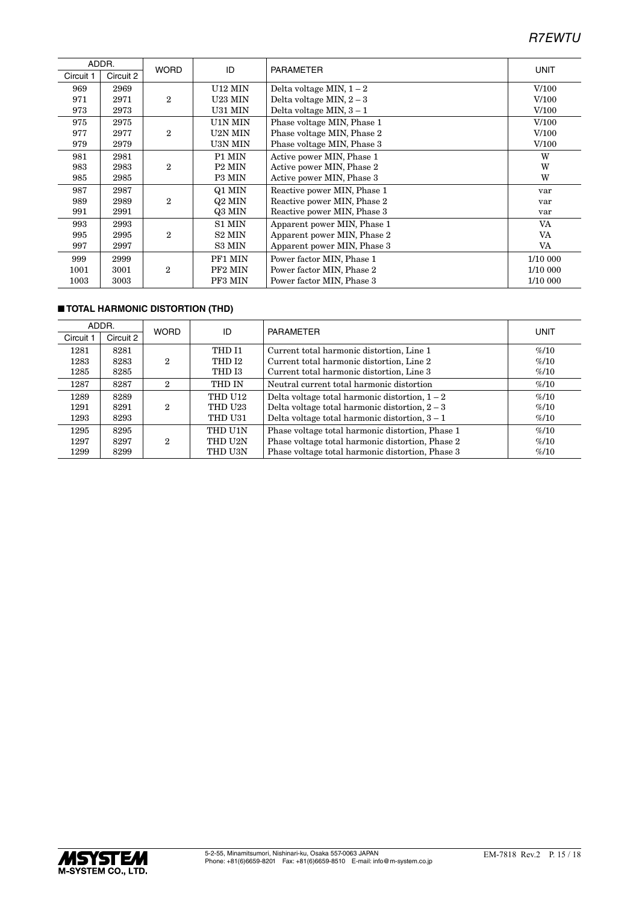| ADDR. | | WORD | ID | PARAMETER | UNIT |
|---|---|---|---|---|---|
| Circuit 1 | Circuit 2 | | | | |
| 969 | 2969 | | U12 MIN | Delta voltage MIN, 1 – 2 | V/100 |
| 971 | 2971 | 2 | U23 MIN | Delta voltage MIN, 2 – 3 | V/100 |
| 973 | 2973 | | U31 MIN | Delta voltage MIN, 3 – 1 | V/100 |
| 975 | 2975 | | U1N MIN | Phase voltage MIN, Phase 1 | V/100 |
| 977 | 2977 | 2 | U2N MIN | Phase voltage MIN, Phase 2 | V/100 |
| 979 | 2979 | | U3N MIN | Phase voltage MIN, Phase 3 | V/100 |
| 981 | 2981 | | P1 MIN | Active power MIN, Phase 1 | W |
| 983 | 2983 | 2 | P2 MIN | Active power MIN, Phase 2 | W |
| 985 | 2985 | | P3 MIN | Active power MIN, Phase 3 | W |
| 987 | 2987 | | Q1 MIN | Reactive power MIN, Phase 1 | var |
| 989 | 2989 | 2 | Q2 MIN | Reactive power MIN, Phase 2 | var |
| 991 | 2991 | | Q3 MIN | Reactive power MIN, Phase 3 | var |
| 993 | 2993 | | S1 MIN | Apparent power MIN, Phase 1 | VA |
| 995 | 2995 | 2 | S2 MIN | Apparent power MIN, Phase 2 | VA |
| 997 | 2997 | | S3 MIN | Apparent power MIN, Phase 3 | VA |
| 999 | 2999 | | PF1 MIN | Power factor MIN, Phase 1 | 1/10 000 |
| 1001 | 3001 | 2 | PF2 MIN | Power factor MIN, Phase 2 | 1/10 000 |
| 1003 | 3003 | | PF3 MIN | Power factor MIN, Phase 3 | 1/10 000 |

## ■ TOTAL HARMONIC DISTORTION (THD)

| ADDR. | | WORD | ID | PARAMETER | UNIT |
|---|---|---|---|---|---|
| Circuit 1 | Circuit 2 | | | | |
| 1281 | 8281 | | THD I1 | Current total harmonic distortion, Line 1 | %/10 |
| 1283 | 8283 | 2 | THD I2 | Current total harmonic distortion, Line 2 | %/10 |
| 1285 | 8285 | | THD I3 | Current total harmonic distortion, Line 3 | %/10 |
| 1287 | 8287 | 2 | THD IN | Neutral current total harmonic distortion | %/10 |
| 1289 | 8289 | | THD U12 | Delta voltage total harmonic distortion, 1 – 2 | %/10 |
| 1291 | 8291 | 2 | THD U23 | Delta voltage total harmonic distortion, 2 – 3 | %/10 |
| 1293 | 8293 | | THD U31 | Delta voltage total harmonic distortion, 3 – 1 | %/10 |
| 1295 | 8295 | | THD U1N | Phase voltage total harmonic distortion, Phase 1 | %/10 |
| 1297 | 8297 | 2 | THD U2N | Phase voltage total harmonic distortion, Phase 2 | %/10 |
| 1299 | 8299 | | THD U3N | Phase voltage total harmonic distortion, Phase 3 | %/10 |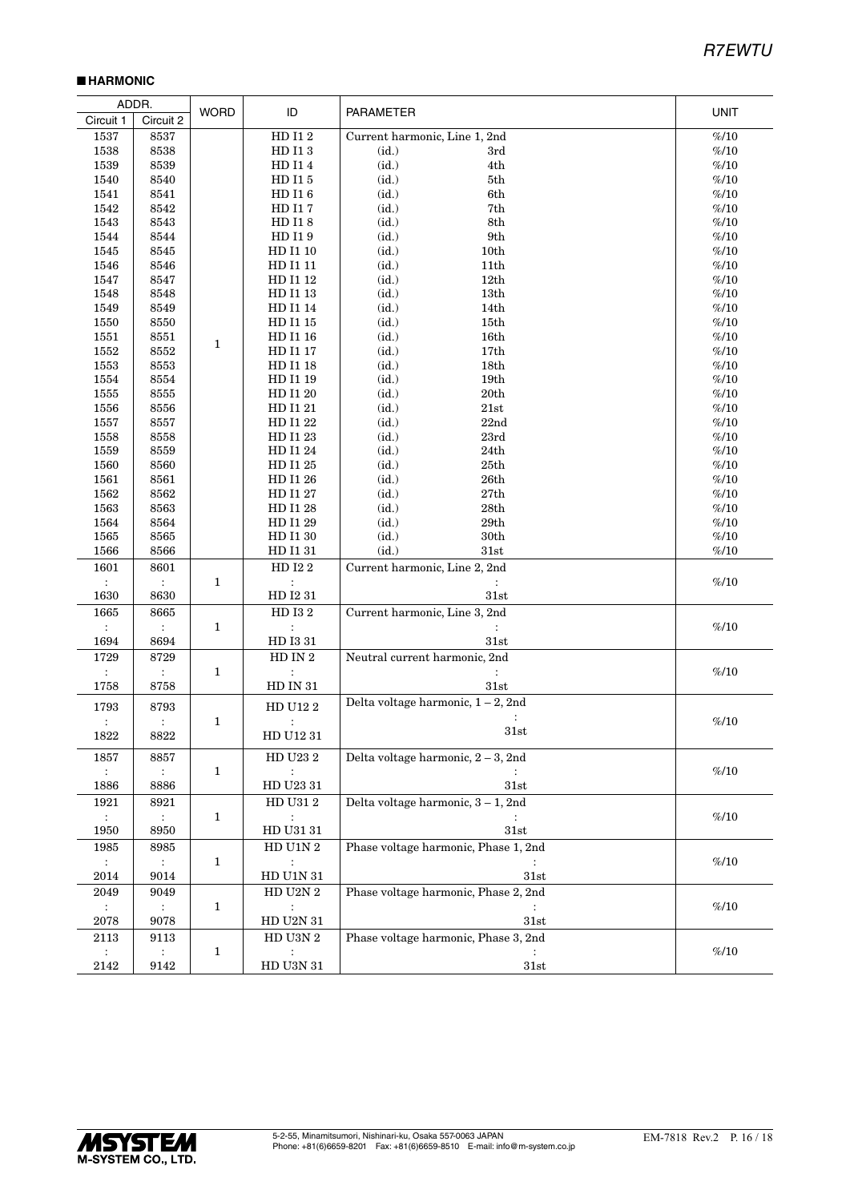## ■ HARMONIC

| ADDR. | | WORD | ID | PARAMETER | UNIT |
|---|---|---|---|---|---|
| Circuit 1 | Circuit 2 | | | | |
| 1537 | 8537 | 1 | HD I1 2 | Current harmonic, Line 1, 2nd | %/10 |
| 1538 | 8538 | | HD I1 3 | (id.) 3rd | %/10 |
| 1539 | 8539 | | HD I1 4 | (id.) 4th | %/10 |
| 1540 | 8540 | | HD I1 5 | (id.) 5th | %/10 |
| 1541 | 8541 | | HD I1 6 | (id.) 6th | %/10 |
| 1542 | 8542 | | HD I1 7 | (id.) 7th | %/10 |
| 1543 | 8543 | | HD I1 8 | (id.) 8th | %/10 |
| 1544 | 8544 | | HD I1 9 | (id.) 9th | %/10 |
| 1545 | 8545 | | HD I1 10 | (id.) 10th | %/10 |
| 1546 | 8546 | | HD I1 11 | (id.) 11th | %/10 |
| 1547 | 8547 | | HD I1 12 | (id.) 12th | %/10 |
| 1548 | 8548 | | HD I1 13 | (id.) 13th | %/10 |
| 1549 | 8549 | | HD I1 14 | (id.) 14th | %/10 |
| 1550 | 8550 | | HD I1 15 | (id.) 15th | %/10 |
| 1551 | 8551 | | HD I1 16 | (id.) 16th | %/10 |
| 1552 | 8552 | | HD I1 17 | (id.) 17th | %/10 |
| 1553 | 8553 | | HD I1 18 | (id.) 18th | %/10 |
| 1554 | 8554 | | HD I1 19 | (id.) 19th | %/10 |
| 1555 | 8555 | | HD I1 20 | (id.) 20th | %/10 |
| 1556 | 8556 | | HD I1 21 | (id.) 21st | %/10 |
| 1557 | 8557 | | HD I1 22 | (id.) 22nd | %/10 |
| 1558 | 8558 | | HD I1 23 | (id.) 23rd | %/10 |
| 1559 | 8559 | | HD I1 24 | (id.) 24th | %/10 |
| 1560 | 8560 | | HD I1 25 | (id.) 25th | %/10 |
| 1561 | 8561 | | HD I1 26 | (id.) 26th | %/10 |
| 1562 | 8562 | | HD I1 27 | (id.) 27th | %/10 |
| 1563 | 8563 | | HD I1 28 | (id.) 28th | %/10 |
| 1564 | 8564 | | HD I1 29 | (id.) 29th | %/10 |
| 1565 | 8565 | | HD I1 30 | (id.) 30th | %/10 |
| 1566 | 8566 | | HD I1 31 | (id.) 31st | %/10 |
| 1601<br>:<br>1630 | 8601<br>:<br>8630 | 1 | HD I2 2<br>:<br>HD I2 31 | Current harmonic, Line 2, 2nd<br>:<br>31st | %/10 |
| 1665<br>:<br>1694 | 8665<br>:<br>8694 | 1 | HD I3 2<br>:<br>HD I3 31 | Current harmonic, Line 3, 2nd<br>:<br>31st | %/10 |
| 1729<br>:<br>1758 | 8729<br>:<br>8758 | 1 | HD IN 2<br>:<br>HD IN 31 | Neutral current harmonic, 2nd<br>:<br>31st | %/10 |
| 1793<br>:<br>1822 | 8793<br>:<br>8822 | 1 | HD U12 2<br>:<br>HD U12 31 | Delta voltage harmonic, 1 – 2, 2nd<br>:<br>31st | %/10 |
| 1857<br>:<br>1886 | 8857<br>:<br>8886 | 1 | HD U23 2<br>:<br>HD U23 31 | Delta voltage harmonic, 2 – 3, 2nd<br>:<br>31st | %/10 |
| 1921<br>:<br>1950 | 8921<br>:<br>8950 | 1 | HD U31 2<br>:<br>HD U31 31 | Delta voltage harmonic, 3 – 1, 2nd<br>:<br>31st | %/10 |
| 1985<br>:<br>2014 | 8985<br>:<br>9014 | 1 | HD U1N 2<br>:<br>HD U1N 31 | Phase voltage harmonic, Phase 1, 2nd<br>:<br>31st | %/10 |
| 2049<br>:<br>2078 | 9049<br>:<br>9078 | 1 | HD U2N 2<br>:<br>HD U2N 31 | Phase voltage harmonic, Phase 2, 2nd<br>:<br>31st | %/10 |
| 2113<br>:<br>2142 | 9113<br>:<br>9142 | 1 | HD U3N 2<br>:<br>HD U3N 31 | Phase voltage harmonic, Phase 3, 2nd<br>:<br>31st | %/10 |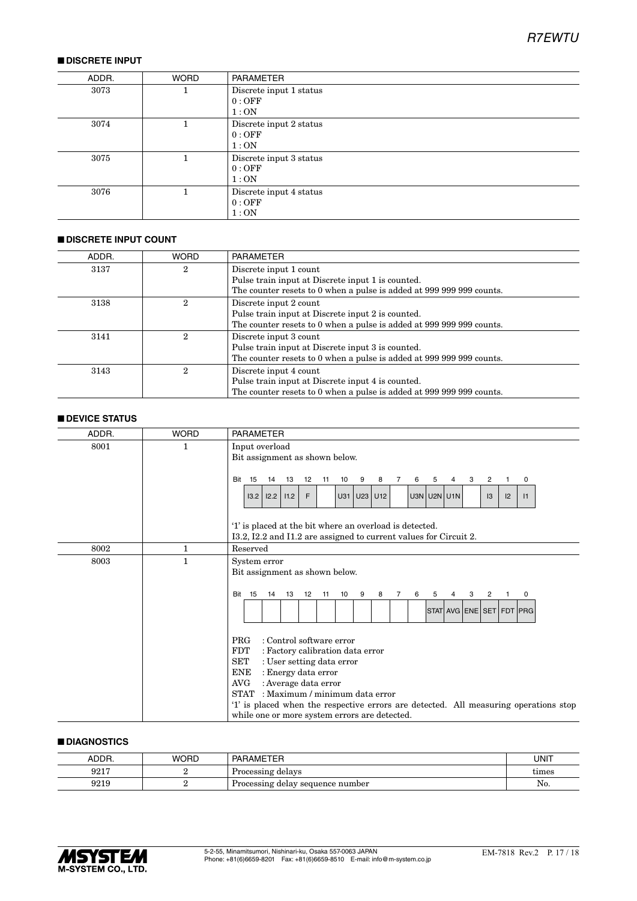## ■ DISCRETE INPUT

| ADDR. | WORD | PARAMETER |
|---|---|---|
| 3073 | 1 | Discrete input 1 status<br>0 : OFF<br>1 : ON |
| 3074 | 1 | Discrete input 2 status<br>0 : OFF<br>1 : ON |
| 3075 | 1 | Discrete input 3 status<br>0 : OFF<br>1 : ON |
| 3076 | 1 | Discrete input 4 status<br>0 : OFF<br>1 : ON |

## ■ DISCRETE INPUT COUNT

| ADDR. | WORD | PARAMETER |
|---|---|---|
| 3137 | 2 | Discrete input 1 count<br>Pulse train input at Discrete input 1 is counted.<br>The counter resets to 0 when a pulse is added at 999 999 999 counts. |
| 3138 | 2 | Discrete input 2 count<br>Pulse train input at Discrete input 2 is counted.<br>The counter resets to 0 when a pulse is added at 999 999 999 counts. |
| 3141 | 2 | Discrete input 3 count<br>Pulse train input at Discrete input 3 is counted.<br>The counter resets to 0 when a pulse is added at 999 999 999 counts. |
| 3143 | 2 | Discrete input 4 count<br>Pulse train input at Discrete input 4 is counted.<br>The counter resets to 0 when a pulse is added at 999 999 999 counts. |

## ■ DEVICE STATUS

| ADDR. | WORD | PARAMETER |
|---|---|---|
| 8001 | 1 | Input overload<br>Bit assignment as shown below.<br><br>Bit 15: I3.2, 14: I2.2, 13: I1.2, 12: F, 11: –, 10: U31, 9: U23, 8: U12, 7: –, 6: U3N, 5: U2N, 4: U1N, 3: –, 2: I3, 1: I2, 0: I1<br><br>'1' is placed at the bit where an overload is detected.<br>I3.2, I2.2 and I1.2 are assigned to current values for Circuit 2. |
| 8002 | 1 | Reserved |
| 8003 | 1 | System error<br>Bit assignment as shown below.<br><br>Bit 15–6: –, 5: STAT, 4: AVG, 3: ENE, 2: SET, 1: FDT, 0: PRG<br><br>PRG : Control software error<br>FDT : Factory calibration data error<br>SET : User setting data error<br>ENE : Energy data error<br>AVG : Average data error<br>STAT : Maximum / minimum data error<br>'1' is placed when the respective errors are detected. All measuring operations stop while one or more system errors are detected. |

## ■ DIAGNOSTICS

| ADDR. | WORD | PARAMETER | UNIT |
|---|---|---|---|
| 9217 | 2 | Processing delays | times |
| 9219 | 2 | Processing delay sequence number | No. |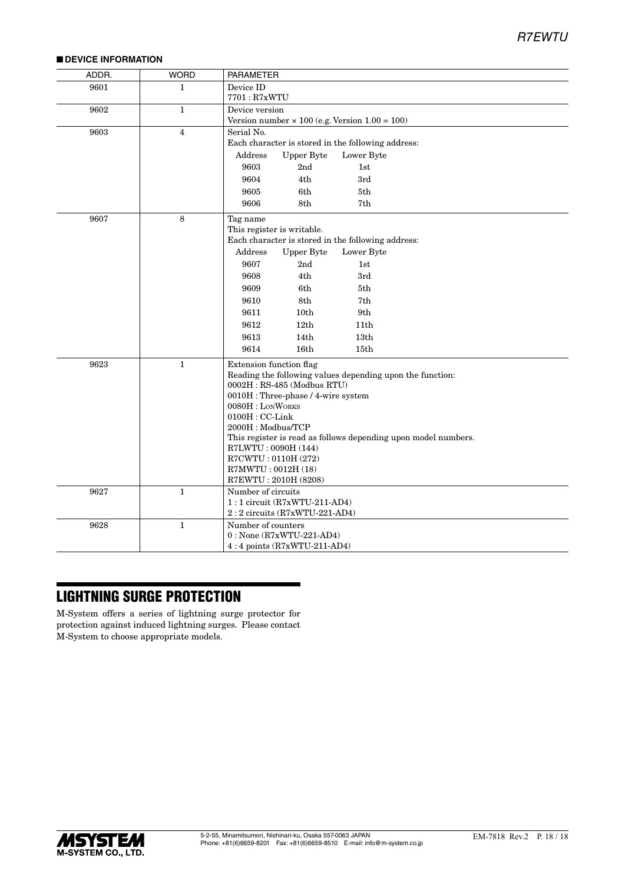## ■ DEVICE INFORMATION

| ADDR. | WORD | PARAMETER |
|---|---|---|
| 9601 | 1 | Device ID<br>7701 : R7xWTU |
| 9602 | 1 | Device version<br>Version number × 100 (e.g. Version 1.00 = 100) |
| 9603 | 4 | Serial No.<br>Each character is stored in the following address:<br>Address / Upper Byte / Lower Byte<br>9603 / 2nd / 1st<br>9604 / 4th / 3rd<br>9605 / 6th / 5th<br>9606 / 8th / 7th |
| 9607 | 8 | Tag name<br>This register is writable.<br>Each character is stored in the following address:<br>Address / Upper Byte / Lower Byte<br>9607 / 2nd / 1st<br>9608 / 4th / 3rd<br>9609 / 6th / 5th<br>9610 / 8th / 7th<br>9611 / 10th / 9th<br>9612 / 12th / 11th<br>9613 / 14th / 13th<br>9614 / 16th / 15th |
| 9623 | 1 | Extension function flag<br>Reading the following values depending upon the function:<br>0002H : RS-485 (Modbus RTU)<br>0010H : Three-phase / 4-wire system<br>0080H : LonWorks<br>0100H : CC-Link<br>2000H : Modbus/TCP<br>This register is read as follows depending upon model numbers.<br>R7LWTU : 0090H (144)<br>R7CWTU : 0110H (272)<br>R7MWTU : 0012H (18)<br>R7EWTU : 2010H (8208) |
| 9627 | 1 | Number of circuits<br>1 : 1 circuit (R7xWTU-211-AD4)<br>2 : 2 circuits (R7xWTU-221-AD4) |
| 9628 | 1 | Number of counters<br>0 : None (R7xWTU-221-AD4)<br>4 : 4 points (R7xWTU-211-AD4) |

# LIGHTNING SURGE PROTECTION

M-System offers a series of lightning surge protector for protection against induced lightning surges. Please contact M-System to choose appropriate models.